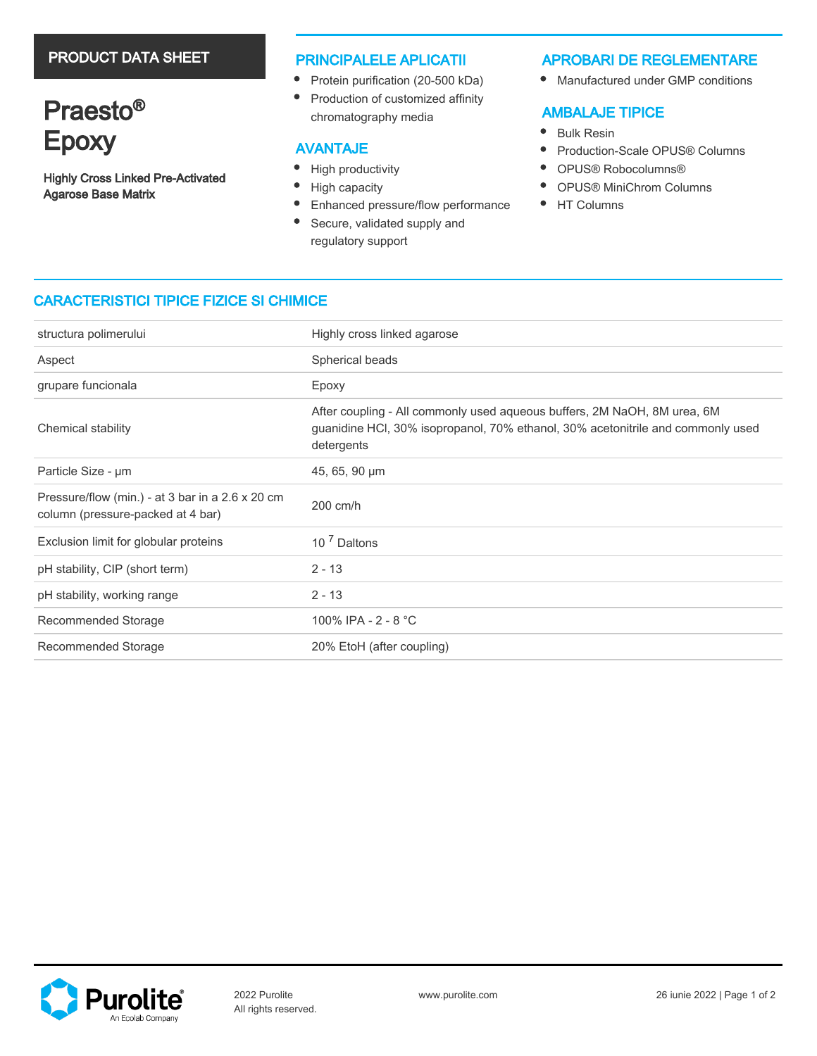PRODUCT DATA SHEET

# Praesto® Epoxy

**Highly Cross Linked Pre-Activated Agarose Base Matrix**

## PRINCIPALELE APLICATII

- Protein purification (20-500 kDa)
- Production of customized affinity chromatography media

## AVANTAJE

- High productivity
- High capacity
- Enhanced pressure/flow performance
- Secure, validated supply and regulatory support

## APROBARI DE REGLEMENTARE

- Manufactured under GMP conditions

## AMBALAJE TIPICE

- Bulk Resin
- Production-Scale OPUS® Columns
- OPUS® Robocolumns®
- OPUS® MiniChrom Columns
- HT Columns

## CARACTERISTICI TIPICE FIZICE SI CHIMICE

| | |
|---|---|
| structura polimerului | Highly cross linked agarose |
| Aspect | Spherical beads |
| grupare funcionala | Epoxy |
| Chemical stability | After coupling - All commonly used aqueous buffers, 2M NaOH, 8M urea, 6M guanidine HCl, 30% isopropanol, 70% ethanol, 30% acetonitrile and commonly used detergents |
| Particle Size - µm | 45, 65, 90 µm |
| Pressure/flow (min.) - at 3 bar in a 2.6 x 20 cm column (pressure-packed at 4 bar) | 200 cm/h |
| Exclusion limit for globular proteins | $10^{7}$ Daltons |
| pH stability, CIP (short term) | 2 - 13 |
| pH stability, working range | 2 - 13 |
| Recommended Storage | 100% IPA - 2 - 8 °C |
| Recommended Storage | 20% EtoH (after coupling) |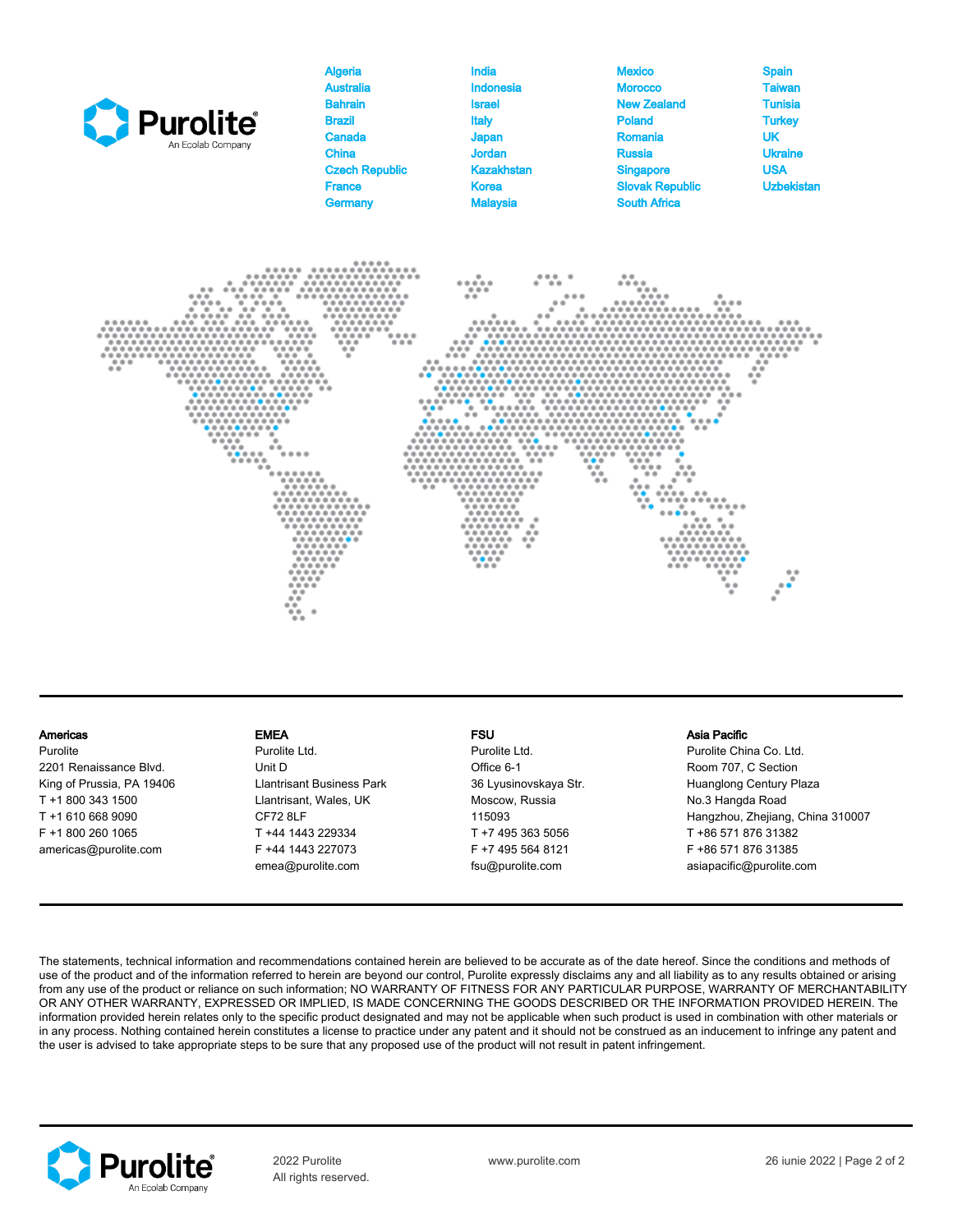Algeria
Australia
Bahrain
Brazil
Canada
China
Czech Republic
France
Germany
India
Indonesia
Israel
Italy
Japan
Jordan
Kazakhstan
Korea
Malaysia
Mexico
Morocco
New Zealand
Poland
Romania
Russia
Singapore
Slovak Republic
South Africa
Spain
Taiwan
Tunisia
Turkey
UK
Ukraine
USA
Uzbekistan

**Americas**
Purolite
2201 Renaissance Blvd.
King of Prussia, PA 19406
T +1 800 343 1500
T +1 610 668 9090
F +1 800 260 1065
americas@purolite.com

**EMEA**
Purolite Ltd.
Unit D
Llantrisant Business Park
Llantrisant, Wales, UK
CF72 8LF
T +44 1443 229334
F +44 1443 227073
emea@purolite.com

**FSU**
Purolite Ltd.
Office 6-1
36 Lyusinovskaya Str.
Moscow, Russia
115093
T +7 495 363 5056
F +7 495 564 8121
fsu@purolite.com

**Asia Pacific**
Purolite China Co. Ltd.
Room 707, C Section
Huanglong Century Plaza
No.3 Hangda Road
Hangzhou, Zhejiang, China 310007
T +86 571 876 31382
F +86 571 876 31385
asiapacific@purolite.com

The statements, technical information and recommendations contained herein are believed to be accurate as of the date hereof. Since the conditions and methods of use of the product and of the information referred to herein are beyond our control, Purolite expressly disclaims any and all liability as to any results obtained or arising from any use of the product or reliance on such information; NO WARRANTY OF FITNESS FOR ANY PARTICULAR PURPOSE, WARRANTY OF MERCHANTABILITY OR ANY OTHER WARRANTY, EXPRESSED OR IMPLIED, IS MADE CONCERNING THE GOODS DESCRIBED OR THE INFORMATION PROVIDED HEREIN. The information provided herein relates only to the specific product designated and may not be applicable when such product is used in combination with other materials or in any process. Nothing contained herein constitutes a license to practice under any patent and it should not be construed as an inducement to infringe any patent and the user is advised to take appropriate steps to be sure that any proposed use of the product will not result in patent infringement.

2022 Purolite
All rights reserved.

www.purolite.com

26 iunie 2022